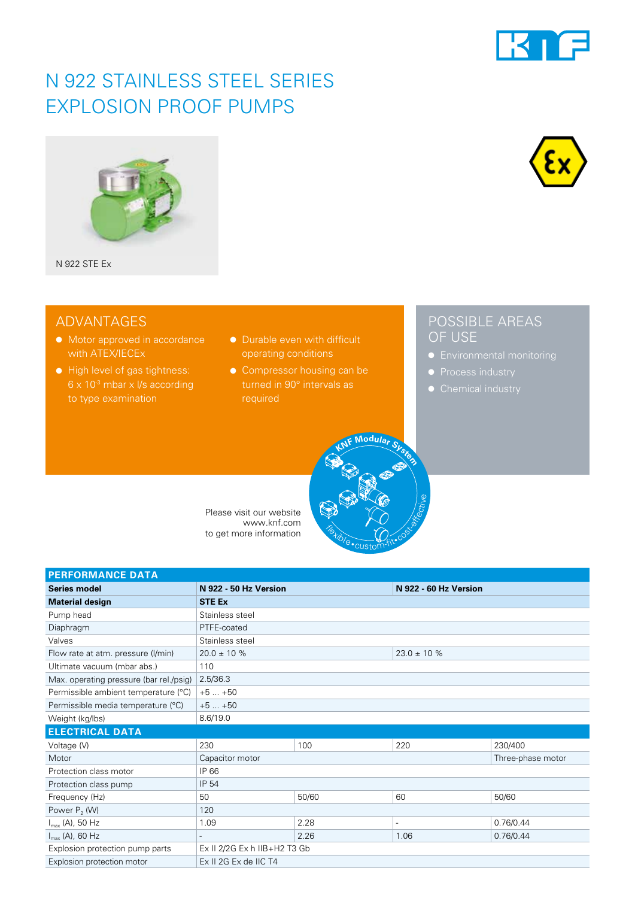# N 922 STAINLESS STEEL SERIES
# EXPLOSION PROOF PUMPS

N 922 STE Ex

## ADVANTAGES

- Motor approved in accordance with ATEX/IECEx
- High level of gas tightness: 6 x $10^{-3}$ mbar x l/s according to type examination
- Durable even with difficult operating conditions
- Compressor housing can be turned in 90° intervals as required

## POSSIBLE AREAS OF USE

- Environmental monitoring
- Process industry
- Chemical industry

KNF Modular System – flexible • custom-fit • cost-effective

Please visit our website www.knf.com to get more information

| PERFORMANCE DATA | | | | |
|---|---|---|---|---|
| **Series model** | **N 922 - 50 Hz Version** | | **N 922 - 60 Hz Version** | |
| **Material design** | **STE Ex** | | | |
| Pump head | Stainless steel | | | |
| Diaphragm | PTFE-coated | | | |
| Valves | Stainless steel | | | |
| Flow rate at atm. pressure (l/min) | 20.0 ± 10 % | | 23.0 ± 10 % | |
| Ultimate vacuum (mbar abs.) | 110 | | | |
| Max. operating pressure (bar rel./psig) | 2.5/36.3 | | | |
| Permissible ambient temperature (°C) | +5 ... +50 | | | |
| Permissible media temperature (°C) | +5 ... +50 | | | |
| Weight (kg/lbs) | 8.6/19.0 | | | |
| **ELECTRICAL DATA** | | | | |
| Voltage (V) | 230 | 100 | 220 | 230/400 |
| Motor | Capacitor motor | | | Three-phase motor |
| Protection class motor | IP 66 | | | |
| Protection class pump | IP 54 | | | |
| Frequency (Hz) | 50 | 50/60 | 60 | 50/60 |
| Power $P_2$ (W) | 120 | | | |
| $I_{max}$ (A), 50 Hz | 1.09 | 2.28 | - | 0.76/0.44 |
| $I_{max}$ (A), 60 Hz | - | 2.26 | 1.06 | 0.76/0.44 |
| Explosion protection pump parts | Ex II 2/2G Ex h IIB+H2 T3 Gb | | | |
| Explosion protection motor | Ex II 2G Ex de IIC T4 | | | |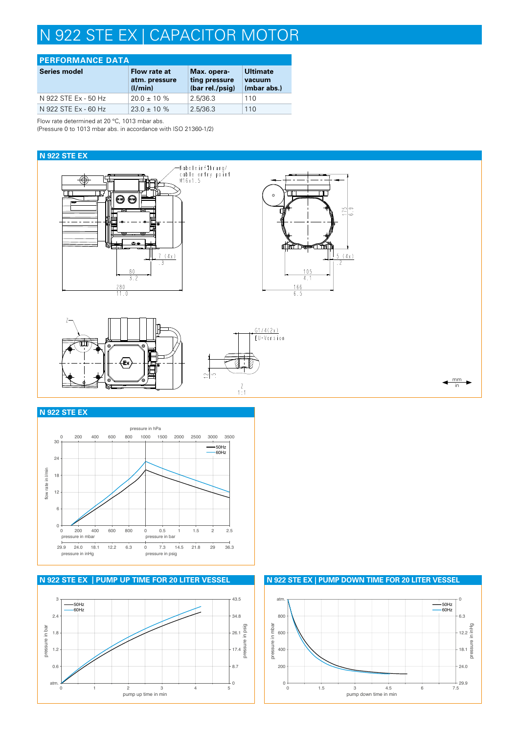# N 922 STE EX | CAPACITOR MOTOR

## PERFORMANCE DATA

| Series model | Flow rate at atm. pressure (l/min) | Max. operating pressure (bar rel./psig) | Ultimate vacuum (mbar abs.) |
|---|---|---|---|
| N 922 STE Ex - 50 Hz | 20.0 ± 10 % | 2.5/36.3 | 110 |
| N 922 STE Ex - 60 Hz | 23.0 ± 10 % | 2.5/36.3 | 110 |

Flow rate determined at 20 °C, 1013 mbar abs.
(Pressure 0 to 1013 mbar abs. in accordance with ISO 21360-1/2)

## N 922 STE EX

Kabeleinführung/ cable entry point M16x1.5

7 (4x) .3

80 3.2

280 11.0

175 6.9

5 (4x) .2

105 4.1

166 6.5

Z

G1/4(2x) EU-Version

12 .5

Z 1:1

mm in

## N 922 STE EX

pressure in hPa: 0, 200, 400, 600, 800, 1000, 1500, 2000, 2500, 3000, 3500

flow rate in l/min: 0, 6, 12, 18, 24, 30

50Hz, 60Hz

pressure in mbar: 0, 200, 400, 600, 800 | pressure in bar: 0, 0.5, 1, 1.5, 2, 2.5

pressure in inHg: 29.9, 24.0, 18.1, 12.2, 6.3 | pressure in psig: 0, 7.3, 14.5, 21.8, 29, 36.3

## N 922 STE EX | PUMP UP TIME FOR 20 LITER VESSEL

pressure in bar: atm., 0.6, 1.2, 1.8, 2.4, 3

pressure in psig: 0, 8.7, 17.4, 26.1, 34.8, 43.5

50Hz, 60Hz

pump up time in min: 0, 1, 2, 3, 4, 5

## N 922 STE EX | PUMP DOWN TIME FOR 20 LITER VESSEL

pressure in mbar: 0, 200, 400, 600, 800, atm.

pressure in inHg: 29.9, 24.0, 18.1, 12.2, 6.3, 0

50Hz, 60Hz

pump down time in min: 0, 1.5, 3, 4.5, 6, 7.5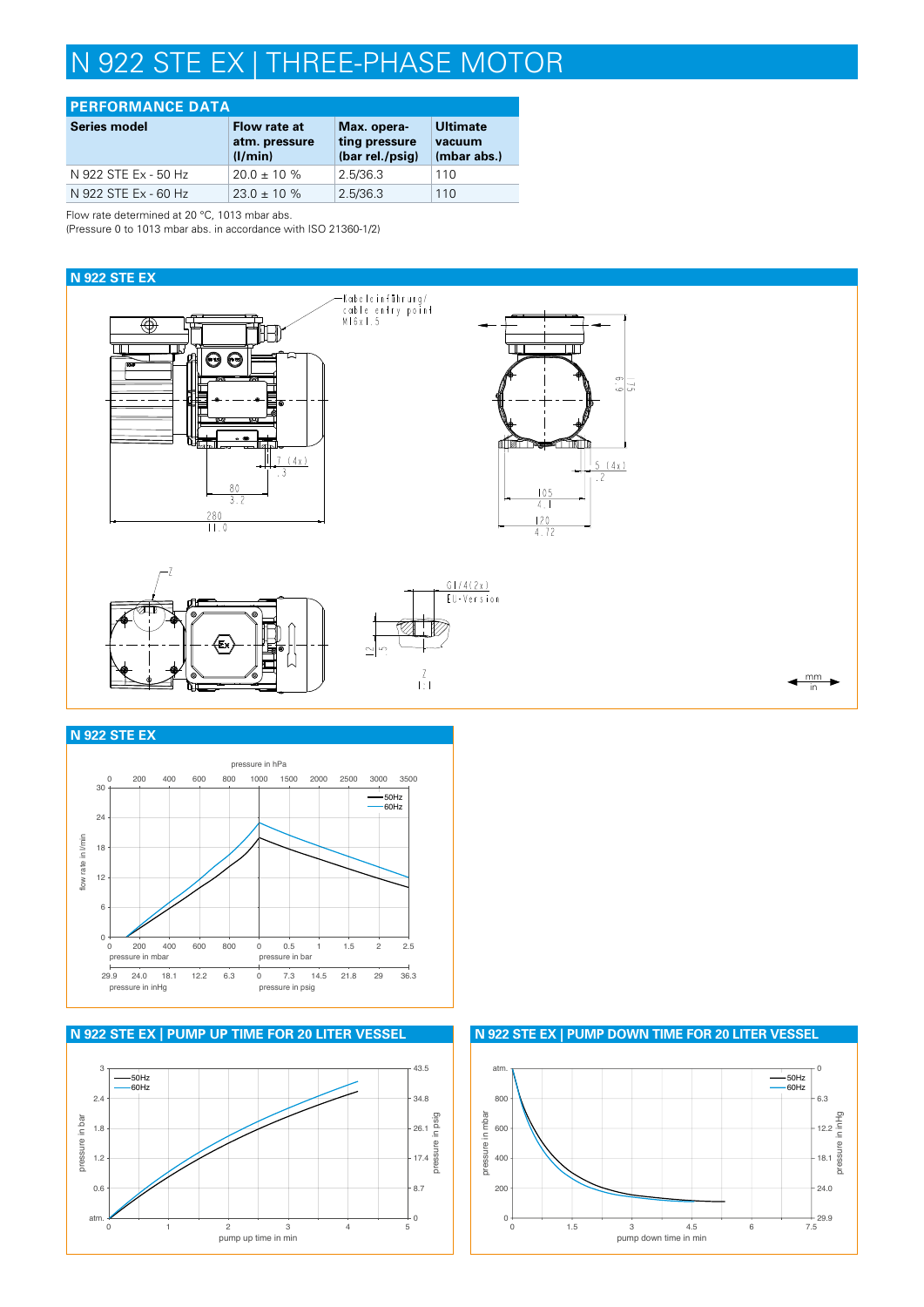# N 922 STE EX | THREE-PHASE MOTOR

## PERFORMANCE DATA

| Series model | Flow rate at atm. pressure (l/min) | Max. operating pressure (bar rel./psig) | Ultimate vacuum (mbar abs.) |
|---|---|---|---|
| N 922 STE Ex - 50 Hz | 20.0 ± 10 % | 2.5/36.3 | 110 |
| N 922 STE Ex - 60 Hz | 23.0 ± 10 % | 2.5/36.3 | 110 |

Flow rate determined at 20 °C, 1013 mbar abs.
(Pressure 0 to 1013 mbar abs. in accordance with ISO 21360-1/2)

## N 922 STE EX

Kabeleinführung/ cable entry point M16x1.5

7 (4x) / .3

80 / 3.2

280 / 11.0

69 / 2.7

175 / 6.9

5 (4x) / .2

105 / 4.1

120 / 4.72

G1/4 (2x) EU-Version

12 / .5

Z 1:1

mm / in

## N 922 STE EX

## N 922 STE EX | PUMP UP TIME FOR 20 LITER VESSEL

## N 922 STE EX | PUMP DOWN TIME FOR 20 LITER VESSEL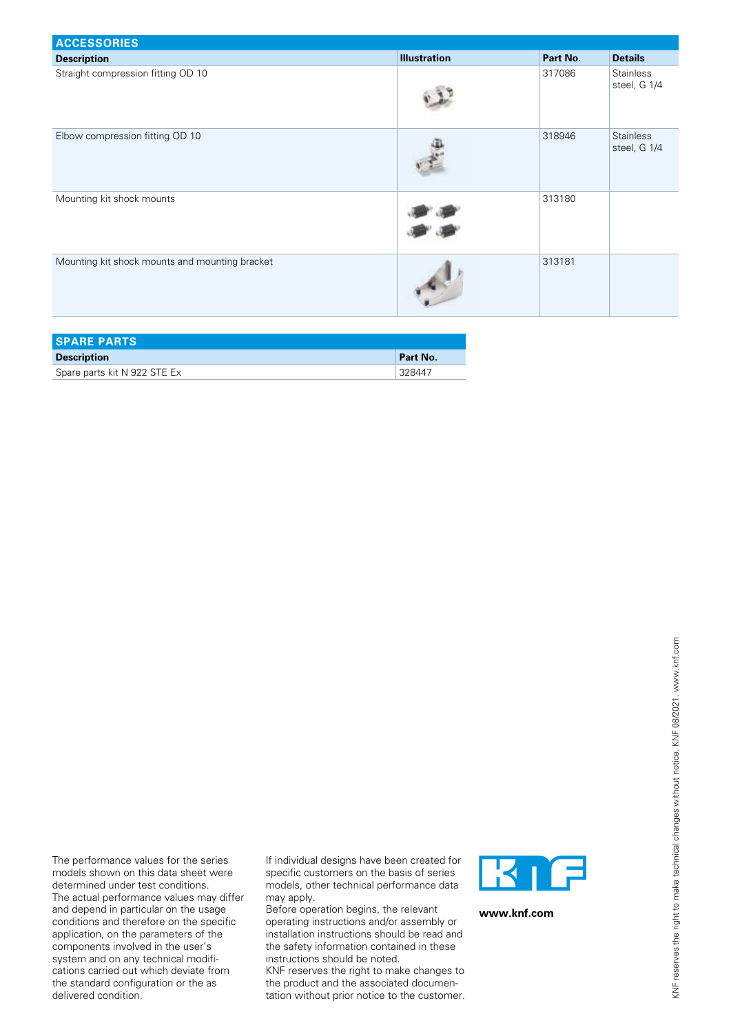## ACCESSORIES

| Description | Illustration | Part No. | Details |
|---|---|---|---|
| Straight compression fitting OD 10 | | 317086 | Stainless steel, G 1/4 |
| Elbow compression fitting OD 10 | | 318946 | Stainless steel, G 1/4 |
| Mounting kit shock mounts | | 313180 | |
| Mounting kit shock mounts and mounting bracket | | 313181 | |

## SPARE PARTS

| Description | Part No. |
|---|---|
| Spare parts kit N 922 STE Ex | 328447 |

The performance values for the series models shown on this data sheet were determined under test conditions. The actual performance values may differ and depend in particular on the usage conditions and therefore on the specific application, on the parameters of the components involved in the user's system and on any technical modifications carried out which deviate from the standard configuration or the as delivered condition.

If individual designs have been created for specific customers on the basis of series models, other technical performance data may apply.
Before operation begins, the relevant operating instructions and/or assembly or installation instructions should be read and the safety information contained in these instructions should be noted.
KNF reserves the right to make changes to the product and the associated documentation without prior notice to the customer.

**www.knf.com**

KNF reserves the right to make technical changes without notice. KNF 08/2021. www.knf.com